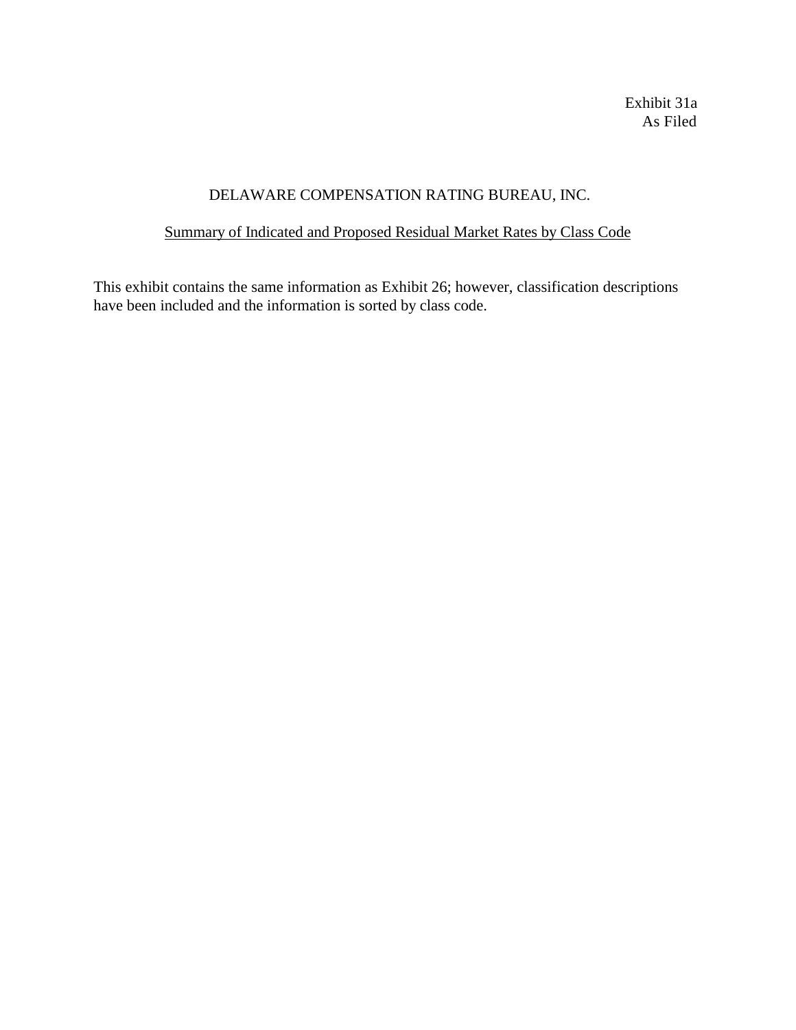Exhibit 31a
As Filed

# DELAWARE COMPENSATION RATING BUREAU, INC.

## Summary of Indicated and Proposed Residual Market Rates by Class Code

This exhibit contains the same information as Exhibit 26; however, classification descriptions have been included and the information is sorted by class code.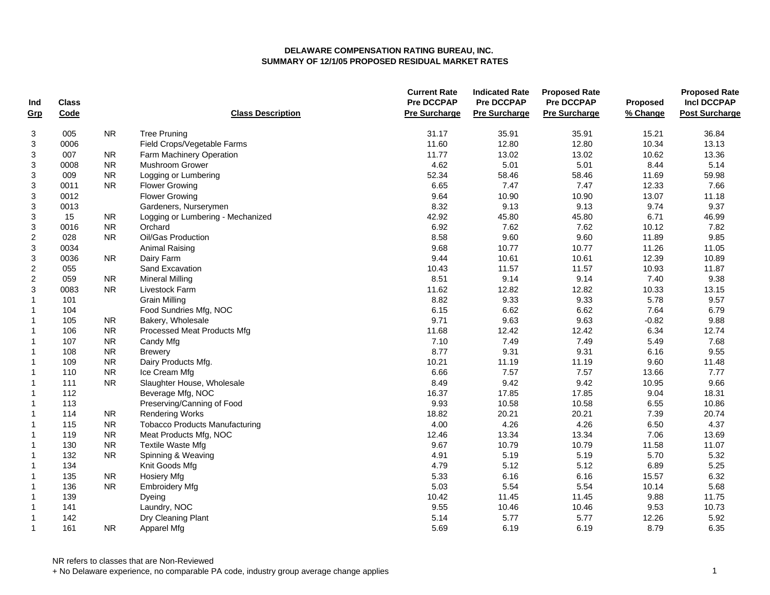**DELAWARE COMPENSATION RATING BUREAU, INC.**
**SUMMARY OF 12/1/05 PROPOSED RESIDUAL MARKET RATES**

| Ind Grp | Class Code | | Class Description | Current Rate Pre DCCPAP Pre Surcharge | Indicated Rate Pre DCCPAP Pre Surcharge | Proposed Rate Pre DCCPAP Pre Surcharge | Proposed % Change | Proposed Rate Incl DCCPAP Post Surcharge |
|---|---|---|---|---|---|---|---|---|
| 3 | 005 | NR | Tree Pruning | 31.17 | 35.91 | 35.91 | 15.21 | 36.84 |
| 3 | 0006 | | Field Crops/Vegetable Farms | 11.60 | 12.80 | 12.80 | 10.34 | 13.13 |
| 3 | 007 | NR | Farm Machinery Operation | 11.77 | 13.02 | 13.02 | 10.62 | 13.36 |
| 3 | 0008 | NR | Mushroom Grower | 4.62 | 5.01 | 5.01 | 8.44 | 5.14 |
| 3 | 009 | NR | Logging or Lumbering | 52.34 | 58.46 | 58.46 | 11.69 | 59.98 |
| 3 | 0011 | NR | Flower Growing | 6.65 | 7.47 | 7.47 | 12.33 | 7.66 |
| 3 | 0012 | | Flower Growing | 9.64 | 10.90 | 10.90 | 13.07 | 11.18 |
| 3 | 0013 | | Gardeners, Nurserymen | 8.32 | 9.13 | 9.13 | 9.74 | 9.37 |
| 3 | 15 | NR | Logging or Lumbering - Mechanized | 42.92 | 45.80 | 45.80 | 6.71 | 46.99 |
| 3 | 0016 | NR | Orchard | 6.92 | 7.62 | 7.62 | 10.12 | 7.82 |
| 2 | 028 | NR | Oil/Gas Production | 8.58 | 9.60 | 9.60 | 11.89 | 9.85 |
| 3 | 0034 | | Animal Raising | 9.68 | 10.77 | 10.77 | 11.26 | 11.05 |
| 3 | 0036 | NR | Dairy Farm | 9.44 | 10.61 | 10.61 | 12.39 | 10.89 |
| 2 | 055 | | Sand Excavation | 10.43 | 11.57 | 11.57 | 10.93 | 11.87 |
| 2 | 059 | NR | Mineral Milling | 8.51 | 9.14 | 9.14 | 7.40 | 9.38 |
| 3 | 0083 | NR | Livestock Farm | 11.62 | 12.82 | 12.82 | 10.33 | 13.15 |
| 1 | 101 | | Grain Milling | 8.82 | 9.33 | 9.33 | 5.78 | 9.57 |
| 1 | 104 | | Food Sundries Mfg, NOC | 6.15 | 6.62 | 6.62 | 7.64 | 6.79 |
| 1 | 105 | NR | Bakery, Wholesale | 9.71 | 9.63 | 9.63 | -0.82 | 9.88 |
| 1 | 106 | NR | Processed Meat Products Mfg | 11.68 | 12.42 | 12.42 | 6.34 | 12.74 |
| 1 | 107 | NR | Candy Mfg | 7.10 | 7.49 | 7.49 | 5.49 | 7.68 |
| 1 | 108 | NR | Brewery | 8.77 | 9.31 | 9.31 | 6.16 | 9.55 |
| 1 | 109 | NR | Dairy Products Mfg. | 10.21 | 11.19 | 11.19 | 9.60 | 11.48 |
| 1 | 110 | NR | Ice Cream Mfg | 6.66 | 7.57 | 7.57 | 13.66 | 7.77 |
| 1 | 111 | NR | Slaughter House, Wholesale | 8.49 | 9.42 | 9.42 | 10.95 | 9.66 |
| 1 | 112 | | Beverage Mfg, NOC | 16.37 | 17.85 | 17.85 | 9.04 | 18.31 |
| 1 | 113 | | Preserving/Canning of Food | 9.93 | 10.58 | 10.58 | 6.55 | 10.86 |
| 1 | 114 | NR | Rendering Works | 18.82 | 20.21 | 20.21 | 7.39 | 20.74 |
| 1 | 115 | NR | Tobacco Products Manufacturing | 4.00 | 4.26 | 4.26 | 6.50 | 4.37 |
| 1 | 119 | NR | Meat Products Mfg, NOC | 12.46 | 13.34 | 13.34 | 7.06 | 13.69 |
| 1 | 130 | NR | Textile Waste Mfg | 9.67 | 10.79 | 10.79 | 11.58 | 11.07 |
| 1 | 132 | NR | Spinning & Weaving | 4.91 | 5.19 | 5.19 | 5.70 | 5.32 |
| 1 | 134 | | Knit Goods Mfg | 4.79 | 5.12 | 5.12 | 6.89 | 5.25 |
| 1 | 135 | NR | Hosiery Mfg | 5.33 | 6.16 | 6.16 | 15.57 | 6.32 |
| 1 | 136 | NR | Embroidery Mfg | 5.03 | 5.54 | 5.54 | 10.14 | 5.68 |
| 1 | 139 | | Dyeing | 10.42 | 11.45 | 11.45 | 9.88 | 11.75 |
| 1 | 141 | | Laundry, NOC | 9.55 | 10.46 | 10.46 | 9.53 | 10.73 |
| 1 | 142 | | Dry Cleaning Plant | 5.14 | 5.77 | 5.77 | 12.26 | 5.92 |
| 1 | 161 | NR | Apparel Mfg | 5.69 | 6.19 | 6.19 | 8.79 | 6.35 |

NR refers to classes that are Non-Reviewed
+ No Delaware experience, no comparable PA code, industry group average change applies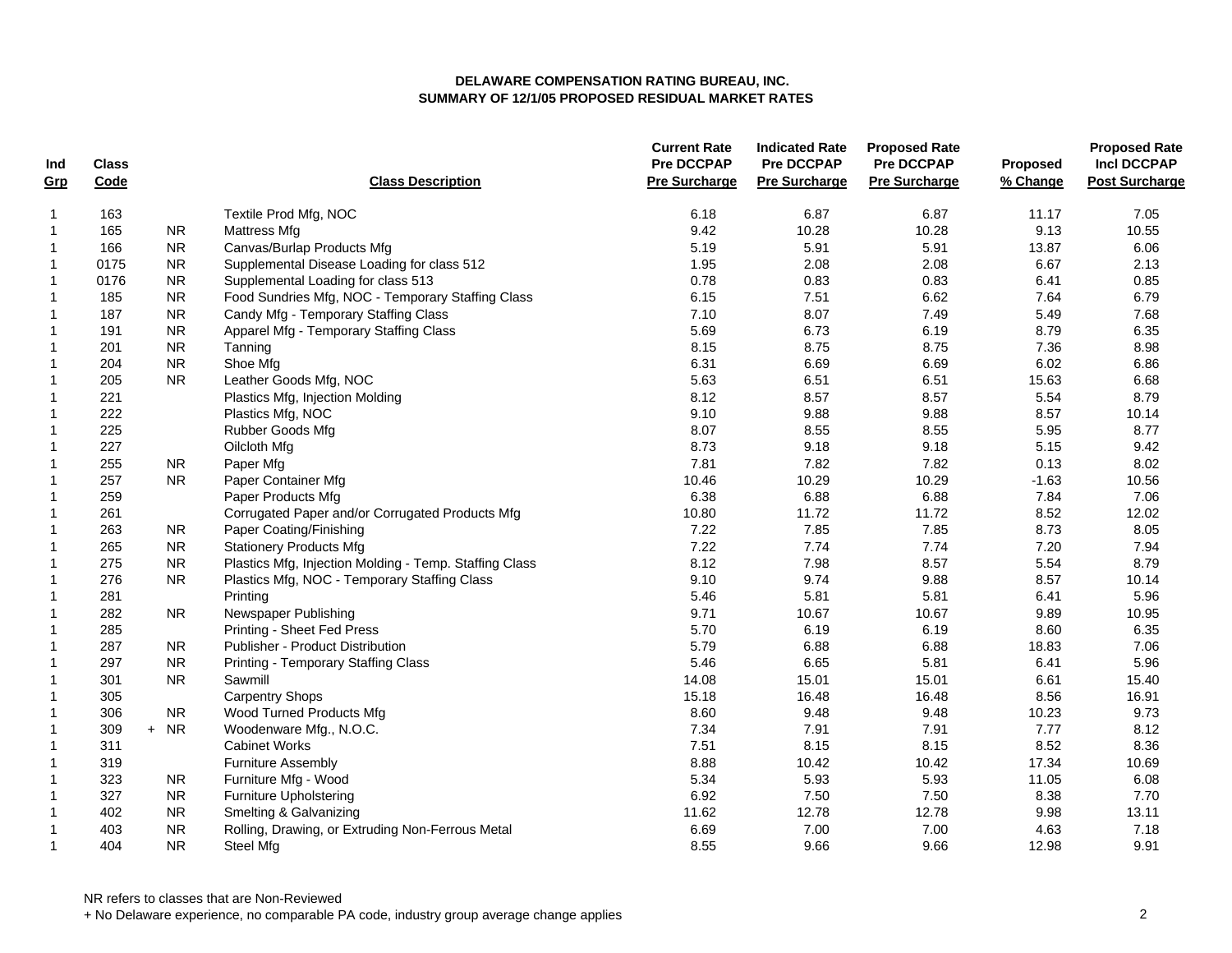**DELAWARE COMPENSATION RATING BUREAU, INC.**
**SUMMARY OF 12/1/05 PROPOSED RESIDUAL MARKET RATES**

| Ind Grp | Class Code | | Class Description | Current Rate Pre DCCPAP Pre Surcharge | Indicated Rate Pre DCCPAP Pre Surcharge | Proposed Rate Pre DCCPAP Pre Surcharge | Proposed % Change | Proposed Rate Incl DCCPAP Post Surcharge |
|---|---|---|---|---|---|---|---|---|
| 1 | 163 | | Textile Prod Mfg, NOC | 6.18 | 6.87 | 6.87 | 11.17 | 7.05 |
| 1 | 165 | NR | Mattress Mfg | 9.42 | 10.28 | 10.28 | 9.13 | 10.55 |
| 1 | 166 | NR | Canvas/Burlap Products Mfg | 5.19 | 5.91 | 5.91 | 13.87 | 6.06 |
| 1 | 0175 | NR | Supplemental Disease Loading for class 512 | 1.95 | 2.08 | 2.08 | 6.67 | 2.13 |
| 1 | 0176 | NR | Supplemental Loading for class 513 | 0.78 | 0.83 | 0.83 | 6.41 | 0.85 |
| 1 | 185 | NR | Food Sundries Mfg, NOC - Temporary Staffing Class | 6.15 | 7.51 | 6.62 | 7.64 | 6.79 |
| 1 | 187 | NR | Candy Mfg - Temporary Staffing Class | 7.10 | 8.07 | 7.49 | 5.49 | 7.68 |
| 1 | 191 | NR | Apparel Mfg - Temporary Staffing Class | 5.69 | 6.73 | 6.19 | 8.79 | 6.35 |
| 1 | 201 | NR | Tanning | 8.15 | 8.75 | 8.75 | 7.36 | 8.98 |
| 1 | 204 | NR | Shoe Mfg | 6.31 | 6.69 | 6.69 | 6.02 | 6.86 |
| 1 | 205 | NR | Leather Goods Mfg, NOC | 5.63 | 6.51 | 6.51 | 15.63 | 6.68 |
| 1 | 221 | | Plastics Mfg, Injection Molding | 8.12 | 8.57 | 8.57 | 5.54 | 8.79 |
| 1 | 222 | | Plastics Mfg, NOC | 9.10 | 9.88 | 9.88 | 8.57 | 10.14 |
| 1 | 225 | | Rubber Goods Mfg | 8.07 | 8.55 | 8.55 | 5.95 | 8.77 |
| 1 | 227 | | Oilcloth Mfg | 8.73 | 9.18 | 9.18 | 5.15 | 9.42 |
| 1 | 255 | NR | Paper Mfg | 7.81 | 7.82 | 7.82 | 0.13 | 8.02 |
| 1 | 257 | NR | Paper Container Mfg | 10.46 | 10.29 | 10.29 | -1.63 | 10.56 |
| 1 | 259 | | Paper Products Mfg | 6.38 | 6.88 | 6.88 | 7.84 | 7.06 |
| 1 | 261 | | Corrugated Paper and/or Corrugated Products Mfg | 10.80 | 11.72 | 11.72 | 8.52 | 12.02 |
| 1 | 263 | NR | Paper Coating/Finishing | 7.22 | 7.85 | 7.85 | 8.73 | 8.05 |
| 1 | 265 | NR | Stationery Products Mfg | 7.22 | 7.74 | 7.74 | 7.20 | 7.94 |
| 1 | 275 | NR | Plastics Mfg, Injection Molding - Temp. Staffing Class | 8.12 | 7.98 | 8.57 | 5.54 | 8.79 |
| 1 | 276 | NR | Plastics Mfg, NOC - Temporary Staffing Class | 9.10 | 9.74 | 9.88 | 8.57 | 10.14 |
| 1 | 281 | | Printing | 5.46 | 5.81 | 5.81 | 6.41 | 5.96 |
| 1 | 282 | NR | Newspaper Publishing | 9.71 | 10.67 | 10.67 | 9.89 | 10.95 |
| 1 | 285 | | Printing - Sheet Fed Press | 5.70 | 6.19 | 6.19 | 8.60 | 6.35 |
| 1 | 287 | NR | Publisher - Product Distribution | 5.79 | 6.88 | 6.88 | 18.83 | 7.06 |
| 1 | 297 | NR | Printing - Temporary Staffing Class | 5.46 | 6.65 | 5.81 | 6.41 | 5.96 |
| 1 | 301 | NR | Sawmill | 14.08 | 15.01 | 15.01 | 6.61 | 15.40 |
| 1 | 305 | | Carpentry Shops | 15.18 | 16.48 | 16.48 | 8.56 | 16.91 |
| 1 | 306 | NR | Wood Turned Products Mfg | 8.60 | 9.48 | 9.48 | 10.23 | 9.73 |
| 1 | 309 | + NR | Woodenware Mfg., N.O.C. | 7.34 | 7.91 | 7.91 | 7.77 | 8.12 |
| 1 | 311 | | Cabinet Works | 7.51 | 8.15 | 8.15 | 8.52 | 8.36 |
| 1 | 319 | | Furniture Assembly | 8.88 | 10.42 | 10.42 | 17.34 | 10.69 |
| 1 | 323 | NR | Furniture Mfg - Wood | 5.34 | 5.93 | 5.93 | 11.05 | 6.08 |
| 1 | 327 | NR | Furniture Upholstering | 6.92 | 7.50 | 7.50 | 8.38 | 7.70 |
| 1 | 402 | NR | Smelting & Galvanizing | 11.62 | 12.78 | 12.78 | 9.98 | 13.11 |
| 1 | 403 | NR | Rolling, Drawing, or Extruding Non-Ferrous Metal | 6.69 | 7.00 | 7.00 | 4.63 | 7.18 |
| 1 | 404 | NR | Steel Mfg | 8.55 | 9.66 | 9.66 | 12.98 | 9.91 |

NR refers to classes that are Non-Reviewed
+ No Delaware experience, no comparable PA code, industry group average change applies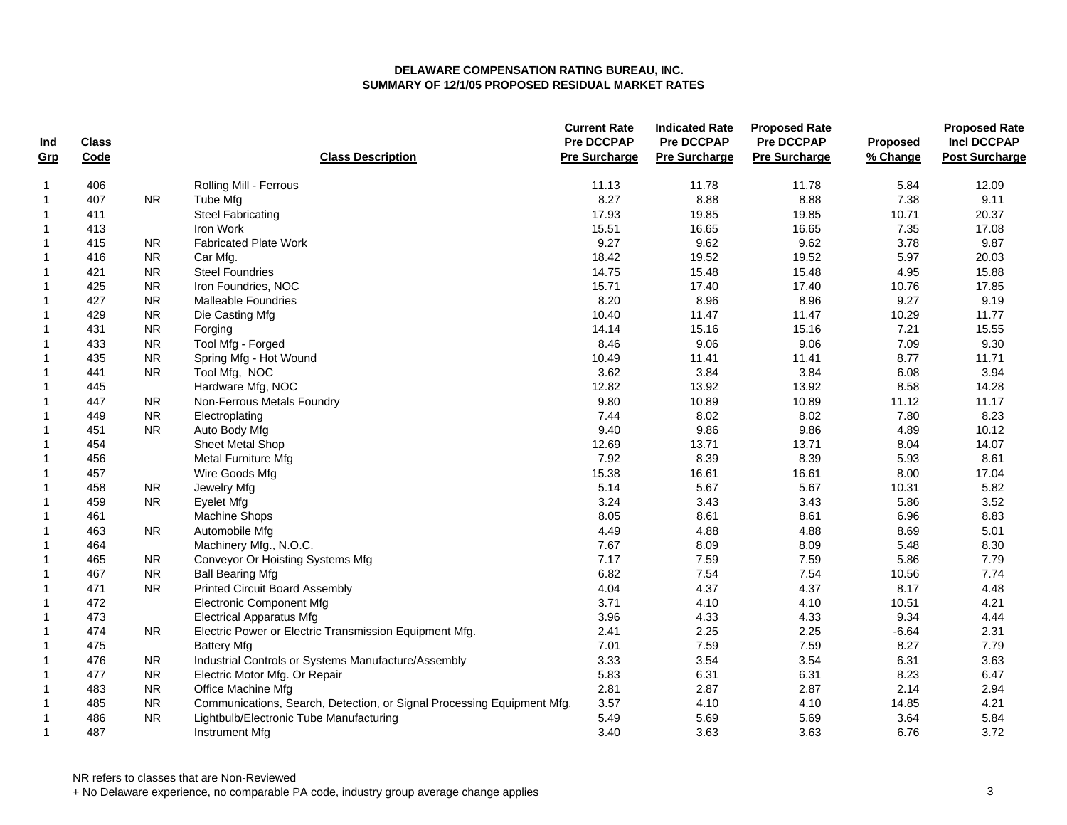**DELAWARE COMPENSATION RATING BUREAU, INC.**
**SUMMARY OF 12/1/05 PROPOSED RESIDUAL MARKET RATES**

| Ind Grp | Class Code | | Class Description | Current Rate Pre DCCPAP Pre Surcharge | Indicated Rate Pre DCCPAP Pre Surcharge | Proposed Rate Pre DCCPAP Pre Surcharge | Proposed % Change | Proposed Rate Incl DCCPAP Post Surcharge |
|---|---|---|---|---|---|---|---|---|
| 1 | 406 | | Rolling Mill - Ferrous | 11.13 | 11.78 | 11.78 | 5.84 | 12.09 |
| 1 | 407 | NR | Tube Mfg | 8.27 | 8.88 | 8.88 | 7.38 | 9.11 |
| 1 | 411 | | Steel Fabricating | 17.93 | 19.85 | 19.85 | 10.71 | 20.37 |
| 1 | 413 | | Iron Work | 15.51 | 16.65 | 16.65 | 7.35 | 17.08 |
| 1 | 415 | NR | Fabricated Plate Work | 9.27 | 9.62 | 9.62 | 3.78 | 9.87 |
| 1 | 416 | NR | Car Mfg. | 18.42 | 19.52 | 19.52 | 5.97 | 20.03 |
| 1 | 421 | NR | Steel Foundries | 14.75 | 15.48 | 15.48 | 4.95 | 15.88 |
| 1 | 425 | NR | Iron Foundries, NOC | 15.71 | 17.40 | 17.40 | 10.76 | 17.85 |
| 1 | 427 | NR | Malleable Foundries | 8.20 | 8.96 | 8.96 | 9.27 | 9.19 |
| 1 | 429 | NR | Die Casting Mfg | 10.40 | 11.47 | 11.47 | 10.29 | 11.77 |
| 1 | 431 | NR | Forging | 14.14 | 15.16 | 15.16 | 7.21 | 15.55 |
| 1 | 433 | NR | Tool Mfg - Forged | 8.46 | 9.06 | 9.06 | 7.09 | 9.30 |
| 1 | 435 | NR | Spring Mfg - Hot Wound | 10.49 | 11.41 | 11.41 | 8.77 | 11.71 |
| 1 | 441 | NR | Tool Mfg,  NOC | 3.62 | 3.84 | 3.84 | 6.08 | 3.94 |
| 1 | 445 | | Hardware Mfg, NOC | 12.82 | 13.92 | 13.92 | 8.58 | 14.28 |
| 1 | 447 | NR | Non-Ferrous Metals Foundry | 9.80 | 10.89 | 10.89 | 11.12 | 11.17 |
| 1 | 449 | NR | Electroplating | 7.44 | 8.02 | 8.02 | 7.80 | 8.23 |
| 1 | 451 | NR | Auto Body Mfg | 9.40 | 9.86 | 9.86 | 4.89 | 10.12 |
| 1 | 454 | | Sheet Metal Shop | 12.69 | 13.71 | 13.71 | 8.04 | 14.07 |
| 1 | 456 | | Metal Furniture Mfg | 7.92 | 8.39 | 8.39 | 5.93 | 8.61 |
| 1 | 457 | | Wire Goods Mfg | 15.38 | 16.61 | 16.61 | 8.00 | 17.04 |
| 1 | 458 | NR | Jewelry Mfg | 5.14 | 5.67 | 5.67 | 10.31 | 5.82 |
| 1 | 459 | NR | Eyelet Mfg | 3.24 | 3.43 | 3.43 | 5.86 | 3.52 |
| 1 | 461 | | Machine Shops | 8.05 | 8.61 | 8.61 | 6.96 | 8.83 |
| 1 | 463 | NR | Automobile Mfg | 4.49 | 4.88 | 4.88 | 8.69 | 5.01 |
| 1 | 464 | | Machinery Mfg., N.O.C. | 7.67 | 8.09 | 8.09 | 5.48 | 8.30 |
| 1 | 465 | NR | Conveyor Or Hoisting Systems Mfg | 7.17 | 7.59 | 7.59 | 5.86 | 7.79 |
| 1 | 467 | NR | Ball Bearing Mfg | 6.82 | 7.54 | 7.54 | 10.56 | 7.74 |
| 1 | 471 | NR | Printed Circuit Board Assembly | 4.04 | 4.37 | 4.37 | 8.17 | 4.48 |
| 1 | 472 | | Electronic Component Mfg | 3.71 | 4.10 | 4.10 | 10.51 | 4.21 |
| 1 | 473 | | Electrical Apparatus Mfg | 3.96 | 4.33 | 4.33 | 9.34 | 4.44 |
| 1 | 474 | NR | Electric Power or Electric Transmission Equipment Mfg. | 2.41 | 2.25 | 2.25 | -6.64 | 2.31 |
| 1 | 475 | | Battery Mfg | 7.01 | 7.59 | 7.59 | 8.27 | 7.79 |
| 1 | 476 | NR | Industrial Controls or Systems Manufacture/Assembly | 3.33 | 3.54 | 3.54 | 6.31 | 3.63 |
| 1 | 477 | NR | Electric Motor Mfg. Or Repair | 5.83 | 6.31 | 6.31 | 8.23 | 6.47 |
| 1 | 483 | NR | Office Machine Mfg | 2.81 | 2.87 | 2.87 | 2.14 | 2.94 |
| 1 | 485 | NR | Communications, Search, Detection, or Signal Processing Equipment Mfg. | 3.57 | 4.10 | 4.10 | 14.85 | 4.21 |
| 1 | 486 | NR | Lightbulb/Electronic Tube Manufacturing | 5.49 | 5.69 | 5.69 | 3.64 | 5.84 |
| 1 | 487 | | Instrument Mfg | 3.40 | 3.63 | 3.63 | 6.76 | 3.72 |

NR refers to classes that are Non-Reviewed

+ No Delaware experience, no comparable PA code, industry group average change applies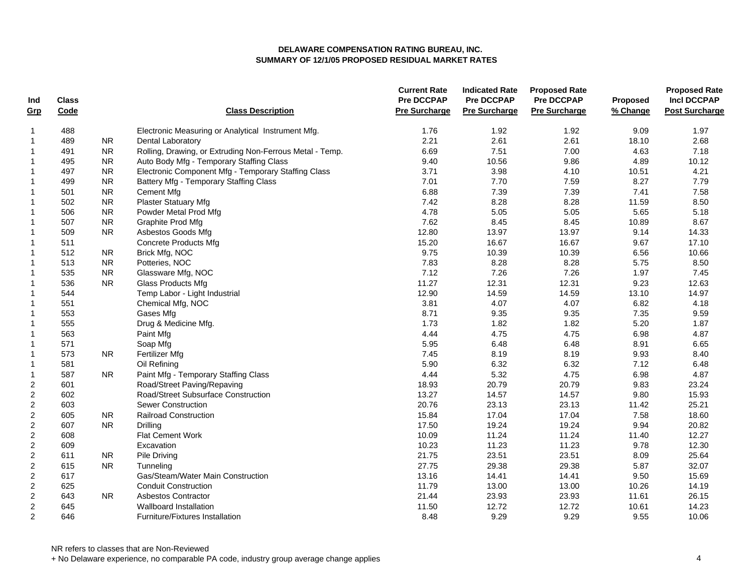**DELAWARE COMPENSATION RATING BUREAU, INC.**
**SUMMARY OF 12/1/05 PROPOSED RESIDUAL MARKET RATES**

| Ind Grp | Class Code | | Class Description | Current Rate Pre DCCPAP Pre Surcharge | Indicated Rate Pre DCCPAP Pre Surcharge | Proposed Rate Pre DCCPAP Pre Surcharge | Proposed % Change | Proposed Rate Incl DCCPAP Post Surcharge |
|---|---|---|---|---|---|---|---|---|
| 1 | 488 | | Electronic Measuring or Analytical Instrument Mfg. | 1.76 | 1.92 | 1.92 | 9.09 | 1.97 |
| 1 | 489 | NR | Dental Laboratory | 2.21 | 2.61 | 2.61 | 18.10 | 2.68 |
| 1 | 491 | NR | Rolling, Drawing, or Extruding Non-Ferrous Metal - Temp. | 6.69 | 7.51 | 7.00 | 4.63 | 7.18 |
| 1 | 495 | NR | Auto Body Mfg - Temporary Staffing Class | 9.40 | 10.56 | 9.86 | 4.89 | 10.12 |
| 1 | 497 | NR | Electronic Component Mfg - Temporary Staffing Class | 3.71 | 3.98 | 4.10 | 10.51 | 4.21 |
| 1 | 499 | NR | Battery Mfg - Temporary Staffing Class | 7.01 | 7.70 | 7.59 | 8.27 | 7.79 |
| 1 | 501 | NR | Cement Mfg | 6.88 | 7.39 | 7.39 | 7.41 | 7.58 |
| 1 | 502 | NR | Plaster Statuary Mfg | 7.42 | 8.28 | 8.28 | 11.59 | 8.50 |
| 1 | 506 | NR | Powder Metal Prod Mfg | 4.78 | 5.05 | 5.05 | 5.65 | 5.18 |
| 1 | 507 | NR | Graphite Prod Mfg | 7.62 | 8.45 | 8.45 | 10.89 | 8.67 |
| 1 | 509 | NR | Asbestos Goods Mfg | 12.80 | 13.97 | 13.97 | 9.14 | 14.33 |
| 1 | 511 | | Concrete Products Mfg | 15.20 | 16.67 | 16.67 | 9.67 | 17.10 |
| 1 | 512 | NR | Brick Mfg, NOC | 9.75 | 10.39 | 10.39 | 6.56 | 10.66 |
| 1 | 513 | NR | Potteries, NOC | 7.83 | 8.28 | 8.28 | 5.75 | 8.50 |
| 1 | 535 | NR | Glassware Mfg, NOC | 7.12 | 7.26 | 7.26 | 1.97 | 7.45 |
| 1 | 536 | NR | Glass Products Mfg | 11.27 | 12.31 | 12.31 | 9.23 | 12.63 |
| 1 | 544 | | Temp Labor - Light Industrial | 12.90 | 14.59 | 14.59 | 13.10 | 14.97 |
| 1 | 551 | | Chemical Mfg, NOC | 3.81 | 4.07 | 4.07 | 6.82 | 4.18 |
| 1 | 553 | | Gases Mfg | 8.71 | 9.35 | 9.35 | 7.35 | 9.59 |
| 1 | 555 | | Drug & Medicine Mfg. | 1.73 | 1.82 | 1.82 | 5.20 | 1.87 |
| 1 | 563 | | Paint Mfg | 4.44 | 4.75 | 4.75 | 6.98 | 4.87 |
| 1 | 571 | | Soap Mfg | 5.95 | 6.48 | 6.48 | 8.91 | 6.65 |
| 1 | 573 | NR | Fertilizer Mfg | 7.45 | 8.19 | 8.19 | 9.93 | 8.40 |
| 1 | 581 | | Oil Refining | 5.90 | 6.32 | 6.32 | 7.12 | 6.48 |
| 1 | 587 | NR | Paint Mfg - Temporary Staffing Class | 4.44 | 5.32 | 4.75 | 6.98 | 4.87 |
| 2 | 601 | | Road/Street Paving/Repaving | 18.93 | 20.79 | 20.79 | 9.83 | 23.24 |
| 2 | 602 | | Road/Street Subsurface Construction | 13.27 | 14.57 | 14.57 | 9.80 | 15.93 |
| 2 | 603 | | Sewer Construction | 20.76 | 23.13 | 23.13 | 11.42 | 25.21 |
| 2 | 605 | NR | Railroad Construction | 15.84 | 17.04 | 17.04 | 7.58 | 18.60 |
| 2 | 607 | NR | Drilling | 17.50 | 19.24 | 19.24 | 9.94 | 20.82 |
| 2 | 608 | | Flat Cement Work | 10.09 | 11.24 | 11.24 | 11.40 | 12.27 |
| 2 | 609 | | Excavation | 10.23 | 11.23 | 11.23 | 9.78 | 12.30 |
| 2 | 611 | NR | Pile Driving | 21.75 | 23.51 | 23.51 | 8.09 | 25.64 |
| 2 | 615 | NR | Tunneling | 27.75 | 29.38 | 29.38 | 5.87 | 32.07 |
| 2 | 617 | | Gas/Steam/Water Main Construction | 13.16 | 14.41 | 14.41 | 9.50 | 15.69 |
| 2 | 625 | | Conduit Construction | 11.79 | 13.00 | 13.00 | 10.26 | 14.19 |
| 2 | 643 | NR | Asbestos Contractor | 21.44 | 23.93 | 23.93 | 11.61 | 26.15 |
| 2 | 645 | | Wallboard Installation | 11.50 | 12.72 | 12.72 | 10.61 | 14.23 |
| 2 | 646 | | Furniture/Fixtures Installation | 8.48 | 9.29 | 9.29 | 9.55 | 10.06 |

NR refers to classes that are Non-Reviewed
+ No Delaware experience, no comparable PA code, industry group average change applies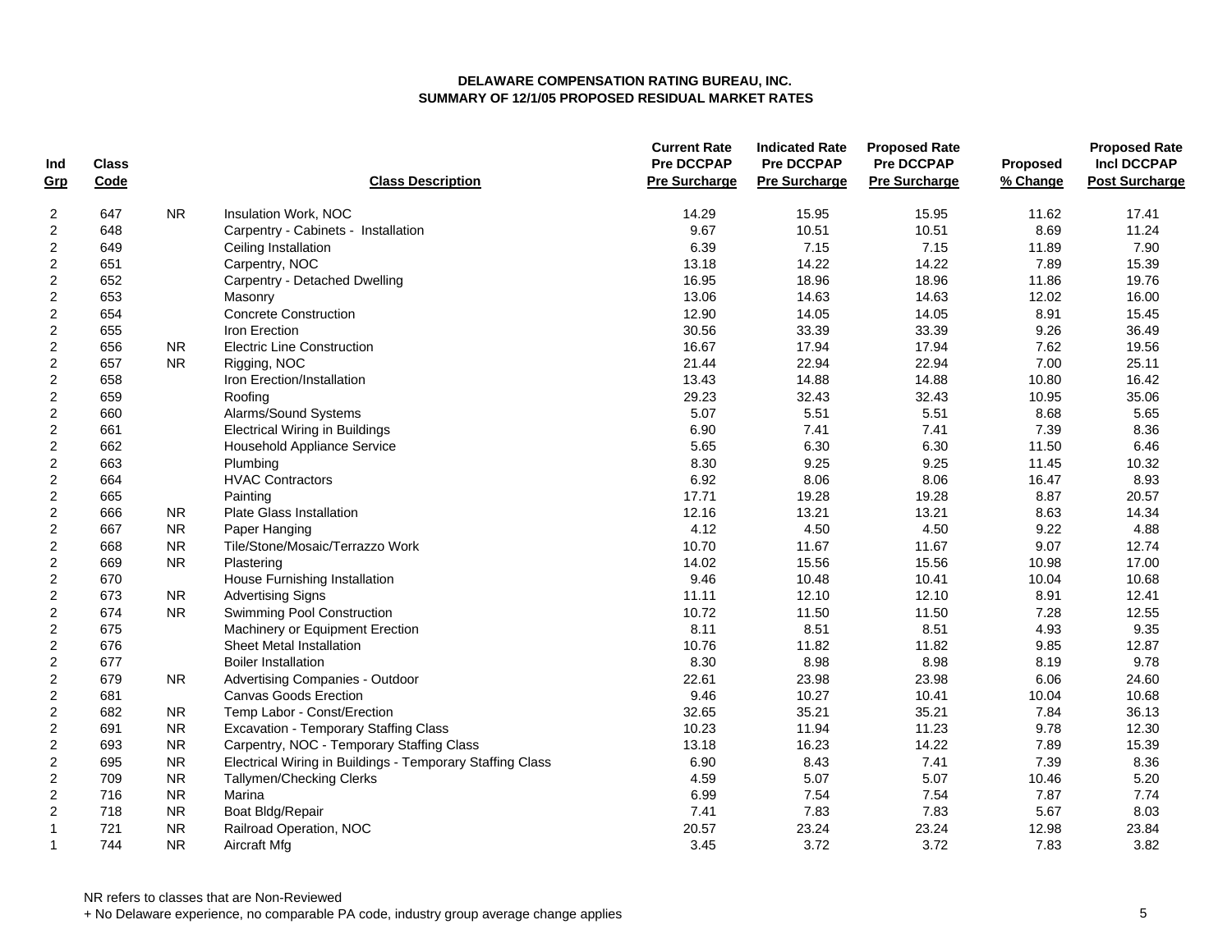**DELAWARE COMPENSATION RATING BUREAU, INC.**
**SUMMARY OF 12/1/05 PROPOSED RESIDUAL MARKET RATES**

| Ind Grp | Class Code | | Class Description | Current Rate Pre DCCPAP Pre Surcharge | Indicated Rate Pre DCCPAP Pre Surcharge | Proposed Rate Pre DCCPAP Pre Surcharge | Proposed % Change | Proposed Rate Incl DCCPAP Post Surcharge |
|---|---|---|---|---|---|---|---|---|
| 2 | 647 | NR | Insulation Work, NOC | 14.29 | 15.95 | 15.95 | 11.62 | 17.41 |
| 2 | 648 | | Carpentry - Cabinets - Installation | 9.67 | 10.51 | 10.51 | 8.69 | 11.24 |
| 2 | 649 | | Ceiling Installation | 6.39 | 7.15 | 7.15 | 11.89 | 7.90 |
| 2 | 651 | | Carpentry, NOC | 13.18 | 14.22 | 14.22 | 7.89 | 15.39 |
| 2 | 652 | | Carpentry - Detached Dwelling | 16.95 | 18.96 | 18.96 | 11.86 | 19.76 |
| 2 | 653 | | Masonry | 13.06 | 14.63 | 14.63 | 12.02 | 16.00 |
| 2 | 654 | | Concrete Construction | 12.90 | 14.05 | 14.05 | 8.91 | 15.45 |
| 2 | 655 | | Iron Erection | 30.56 | 33.39 | 33.39 | 9.26 | 36.49 |
| 2 | 656 | NR | Electric Line Construction | 16.67 | 17.94 | 17.94 | 7.62 | 19.56 |
| 2 | 657 | NR | Rigging, NOC | 21.44 | 22.94 | 22.94 | 7.00 | 25.11 |
| 2 | 658 | | Iron Erection/Installation | 13.43 | 14.88 | 14.88 | 10.80 | 16.42 |
| 2 | 659 | | Roofing | 29.23 | 32.43 | 32.43 | 10.95 | 35.06 |
| 2 | 660 | | Alarms/Sound Systems | 5.07 | 5.51 | 5.51 | 8.68 | 5.65 |
| 2 | 661 | | Electrical Wiring in Buildings | 6.90 | 7.41 | 7.41 | 7.39 | 8.36 |
| 2 | 662 | | Household Appliance Service | 5.65 | 6.30 | 6.30 | 11.50 | 6.46 |
| 2 | 663 | | Plumbing | 8.30 | 9.25 | 9.25 | 11.45 | 10.32 |
| 2 | 664 | | HVAC Contractors | 6.92 | 8.06 | 8.06 | 16.47 | 8.93 |
| 2 | 665 | | Painting | 17.71 | 19.28 | 19.28 | 8.87 | 20.57 |
| 2 | 666 | NR | Plate Glass Installation | 12.16 | 13.21 | 13.21 | 8.63 | 14.34 |
| 2 | 667 | NR | Paper Hanging | 4.12 | 4.50 | 4.50 | 9.22 | 4.88 |
| 2 | 668 | NR | Tile/Stone/Mosaic/Terrazzo Work | 10.70 | 11.67 | 11.67 | 9.07 | 12.74 |
| 2 | 669 | NR | Plastering | 14.02 | 15.56 | 15.56 | 10.98 | 17.00 |
| 2 | 670 | | House Furnishing Installation | 9.46 | 10.48 | 10.41 | 10.04 | 10.68 |
| 2 | 673 | NR | Advertising Signs | 11.11 | 12.10 | 12.10 | 8.91 | 12.41 |
| 2 | 674 | NR | Swimming Pool Construction | 10.72 | 11.50 | 11.50 | 7.28 | 12.55 |
| 2 | 675 | | Machinery or Equipment Erection | 8.11 | 8.51 | 8.51 | 4.93 | 9.35 |
| 2 | 676 | | Sheet Metal Installation | 10.76 | 11.82 | 11.82 | 9.85 | 12.87 |
| 2 | 677 | | Boiler Installation | 8.30 | 8.98 | 8.98 | 8.19 | 9.78 |
| 2 | 679 | NR | Advertising Companies - Outdoor | 22.61 | 23.98 | 23.98 | 6.06 | 24.60 |
| 2 | 681 | | Canvas Goods Erection | 9.46 | 10.27 | 10.41 | 10.04 | 10.68 |
| 2 | 682 | NR | Temp Labor - Const/Erection | 32.65 | 35.21 | 35.21 | 7.84 | 36.13 |
| 2 | 691 | NR | Excavation - Temporary Staffing Class | 10.23 | 11.94 | 11.23 | 9.78 | 12.30 |
| 2 | 693 | NR | Carpentry, NOC - Temporary Staffing Class | 13.18 | 16.23 | 14.22 | 7.89 | 15.39 |
| 2 | 695 | NR | Electrical Wiring in Buildings - Temporary Staffing Class | 6.90 | 8.43 | 7.41 | 7.39 | 8.36 |
| 2 | 709 | NR | Tallymen/Checking Clerks | 4.59 | 5.07 | 5.07 | 10.46 | 5.20 |
| 2 | 716 | NR | Marina | 6.99 | 7.54 | 7.54 | 7.87 | 7.74 |
| 2 | 718 | NR | Boat Bldg/Repair | 7.41 | 7.83 | 7.83 | 5.67 | 8.03 |
| 1 | 721 | NR | Railroad Operation, NOC | 20.57 | 23.24 | 23.24 | 12.98 | 23.84 |
| 1 | 744 | NR | Aircraft Mfg | 3.45 | 3.72 | 3.72 | 7.83 | 3.82 |

NR refers to classes that are Non-Reviewed

+ No Delaware experience, no comparable PA code, industry group average change applies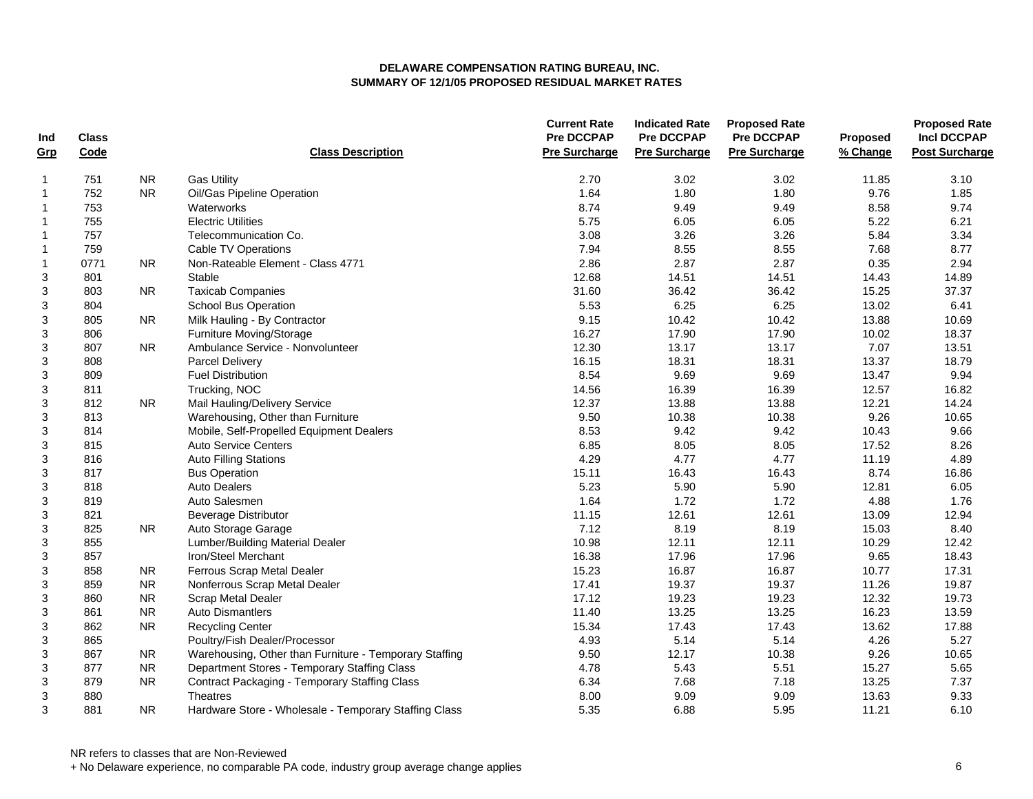**DELAWARE COMPENSATION RATING BUREAU, INC.**
**SUMMARY OF 12/1/05 PROPOSED RESIDUAL MARKET RATES**

| Ind Grp | Class Code | | Class Description | Current Rate Pre DCCPAP Pre Surcharge | Indicated Rate Pre DCCPAP Pre Surcharge | Proposed Rate Pre DCCPAP Pre Surcharge | Proposed % Change | Proposed Rate Incl DCCPAP Post Surcharge |
|---|---|---|---|---|---|---|---|---|
| 1 | 751 | NR | Gas Utility | 2.70 | 3.02 | 3.02 | 11.85 | 3.10 |
| 1 | 752 | NR | Oil/Gas Pipeline Operation | 1.64 | 1.80 | 1.80 | 9.76 | 1.85 |
| 1 | 753 | | Waterworks | 8.74 | 9.49 | 9.49 | 8.58 | 9.74 |
| 1 | 755 | | Electric Utilities | 5.75 | 6.05 | 6.05 | 5.22 | 6.21 |
| 1 | 757 | | Telecommunication Co. | 3.08 | 3.26 | 3.26 | 5.84 | 3.34 |
| 1 | 759 | | Cable TV Operations | 7.94 | 8.55 | 8.55 | 7.68 | 8.77 |
| 1 | 0771 | NR | Non-Rateable Element - Class 4771 | 2.86 | 2.87 | 2.87 | 0.35 | 2.94 |
| 3 | 801 | | Stable | 12.68 | 14.51 | 14.51 | 14.43 | 14.89 |
| 3 | 803 | NR | Taxicab Companies | 31.60 | 36.42 | 36.42 | 15.25 | 37.37 |
| 3 | 804 | | School Bus Operation | 5.53 | 6.25 | 6.25 | 13.02 | 6.41 |
| 3 | 805 | NR | Milk Hauling - By Contractor | 9.15 | 10.42 | 10.42 | 13.88 | 10.69 |
| 3 | 806 | | Furniture Moving/Storage | 16.27 | 17.90 | 17.90 | 10.02 | 18.37 |
| 3 | 807 | NR | Ambulance Service - Nonvolunteer | 12.30 | 13.17 | 13.17 | 7.07 | 13.51 |
| 3 | 808 | | Parcel Delivery | 16.15 | 18.31 | 18.31 | 13.37 | 18.79 |
| 3 | 809 | | Fuel Distribution | 8.54 | 9.69 | 9.69 | 13.47 | 9.94 |
| 3 | 811 | | Trucking, NOC | 14.56 | 16.39 | 16.39 | 12.57 | 16.82 |
| 3 | 812 | NR | Mail Hauling/Delivery Service | 12.37 | 13.88 | 13.88 | 12.21 | 14.24 |
| 3 | 813 | | Warehousing, Other than Furniture | 9.50 | 10.38 | 10.38 | 9.26 | 10.65 |
| 3 | 814 | | Mobile, Self-Propelled Equipment Dealers | 8.53 | 9.42 | 9.42 | 10.43 | 9.66 |
| 3 | 815 | | Auto Service Centers | 6.85 | 8.05 | 8.05 | 17.52 | 8.26 |
| 3 | 816 | | Auto Filling Stations | 4.29 | 4.77 | 4.77 | 11.19 | 4.89 |
| 3 | 817 | | Bus Operation | 15.11 | 16.43 | 16.43 | 8.74 | 16.86 |
| 3 | 818 | | Auto Dealers | 5.23 | 5.90 | 5.90 | 12.81 | 6.05 |
| 3 | 819 | | Auto Salesmen | 1.64 | 1.72 | 1.72 | 4.88 | 1.76 |
| 3 | 821 | | Beverage Distributor | 11.15 | 12.61 | 12.61 | 13.09 | 12.94 |
| 3 | 825 | NR | Auto Storage Garage | 7.12 | 8.19 | 8.19 | 15.03 | 8.40 |
| 3 | 855 | | Lumber/Building Material Dealer | 10.98 | 12.11 | 12.11 | 10.29 | 12.42 |
| 3 | 857 | | Iron/Steel Merchant | 16.38 | 17.96 | 17.96 | 9.65 | 18.43 |
| 3 | 858 | NR | Ferrous Scrap Metal Dealer | 15.23 | 16.87 | 16.87 | 10.77 | 17.31 |
| 3 | 859 | NR | Nonferrous Scrap Metal Dealer | 17.41 | 19.37 | 19.37 | 11.26 | 19.87 |
| 3 | 860 | NR | Scrap Metal Dealer | 17.12 | 19.23 | 19.23 | 12.32 | 19.73 |
| 3 | 861 | NR | Auto Dismantlers | 11.40 | 13.25 | 13.25 | 16.23 | 13.59 |
| 3 | 862 | NR | Recycling Center | 15.34 | 17.43 | 17.43 | 13.62 | 17.88 |
| 3 | 865 | | Poultry/Fish Dealer/Processor | 4.93 | 5.14 | 5.14 | 4.26 | 5.27 |
| 3 | 867 | NR | Warehousing, Other than Furniture - Temporary Staffing | 9.50 | 12.17 | 10.38 | 9.26 | 10.65 |
| 3 | 877 | NR | Department Stores - Temporary Staffing Class | 4.78 | 5.43 | 5.51 | 15.27 | 5.65 |
| 3 | 879 | NR | Contract Packaging - Temporary Staffing Class | 6.34 | 7.68 | 7.18 | 13.25 | 7.37 |
| 3 | 880 | | Theatres | 8.00 | 9.09 | 9.09 | 13.63 | 9.33 |
| 3 | 881 | NR | Hardware Store - Wholesale - Temporary Staffing Class | 5.35 | 6.88 | 5.95 | 11.21 | 6.10 |

NR refers to classes that are Non-Reviewed

+ No Delaware experience, no comparable PA code, industry group average change applies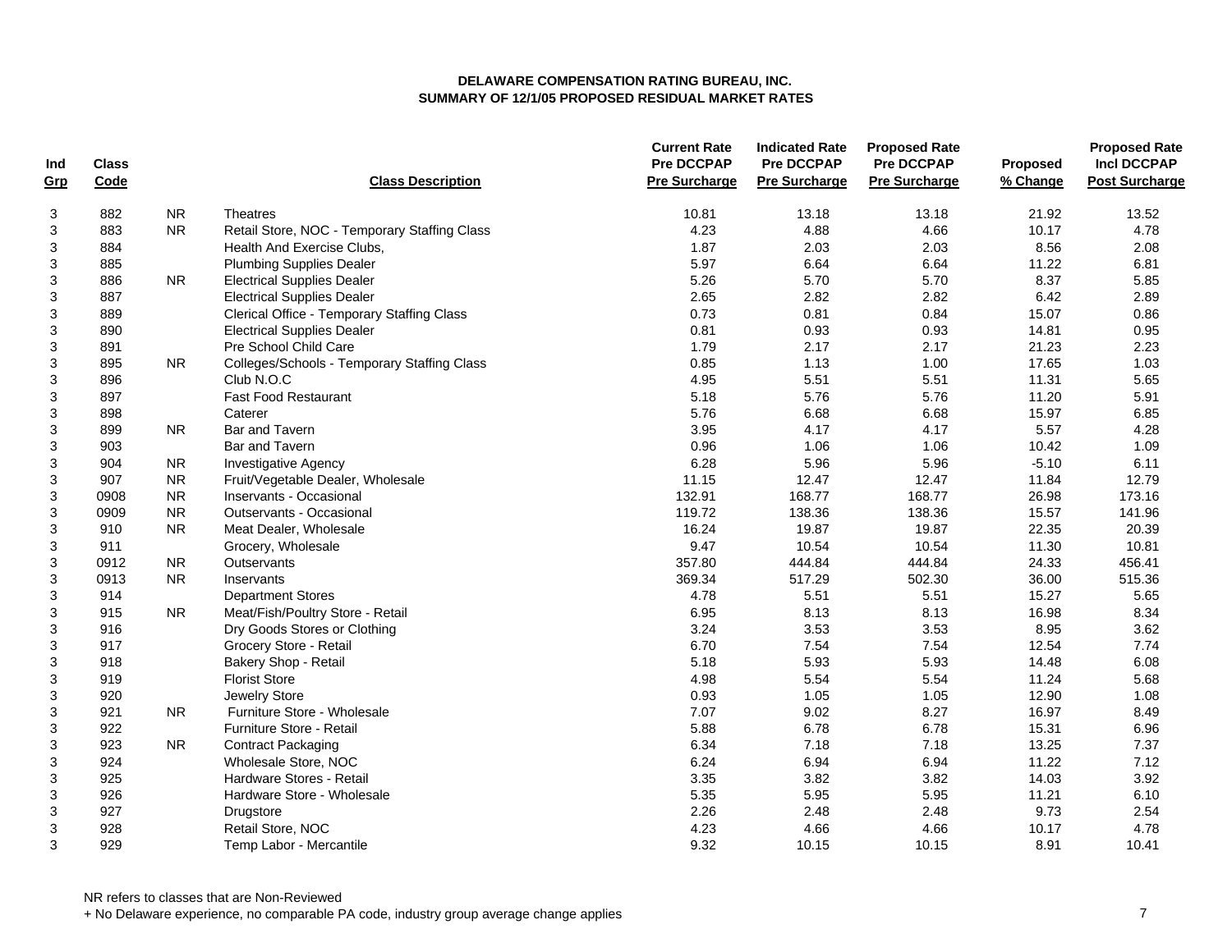**DELAWARE COMPENSATION RATING BUREAU, INC.**
**SUMMARY OF 12/1/05 PROPOSED RESIDUAL MARKET RATES**

| Ind Grp | Class Code | | Class Description | Current Rate Pre DCCPAP Pre Surcharge | Indicated Rate Pre DCCPAP Pre Surcharge | Proposed Rate Pre DCCPAP Pre Surcharge | Proposed % Change | Proposed Rate Incl DCCPAP Post Surcharge |
|---|---|---|---|---|---|---|---|---|
| 3 | 882 | NR | Theatres | 10.81 | 13.18 | 13.18 | 21.92 | 13.52 |
| 3 | 883 | NR | Retail Store, NOC - Temporary Staffing Class | 4.23 | 4.88 | 4.66 | 10.17 | 4.78 |
| 3 | 884 | | Health And Exercise Clubs, | 1.87 | 2.03 | 2.03 | 8.56 | 2.08 |
| 3 | 885 | | Plumbing Supplies Dealer | 5.97 | 6.64 | 6.64 | 11.22 | 6.81 |
| 3 | 886 | NR | Electrical Supplies Dealer | 5.26 | 5.70 | 5.70 | 8.37 | 5.85 |
| 3 | 887 | | Electrical Supplies Dealer | 2.65 | 2.82 | 2.82 | 6.42 | 2.89 |
| 3 | 889 | | Clerical Office - Temporary Staffing Class | 0.73 | 0.81 | 0.84 | 15.07 | 0.86 |
| 3 | 890 | | Electrical Supplies Dealer | 0.81 | 0.93 | 0.93 | 14.81 | 0.95 |
| 3 | 891 | | Pre School Child Care | 1.79 | 2.17 | 2.17 | 21.23 | 2.23 |
| 3 | 895 | NR | Colleges/Schools - Temporary Staffing Class | 0.85 | 1.13 | 1.00 | 17.65 | 1.03 |
| 3 | 896 | | Club N.O.C | 4.95 | 5.51 | 5.51 | 11.31 | 5.65 |
| 3 | 897 | | Fast Food Restaurant | 5.18 | 5.76 | 5.76 | 11.20 | 5.91 |
| 3 | 898 | | Caterer | 5.76 | 6.68 | 6.68 | 15.97 | 6.85 |
| 3 | 899 | NR | Bar and Tavern | 3.95 | 4.17 | 4.17 | 5.57 | 4.28 |
| 3 | 903 | | Bar and Tavern | 0.96 | 1.06 | 1.06 | 10.42 | 1.09 |
| 3 | 904 | NR | Investigative Agency | 6.28 | 5.96 | 5.96 | -5.10 | 6.11 |
| 3 | 907 | NR | Fruit/Vegetable Dealer, Wholesale | 11.15 | 12.47 | 12.47 | 11.84 | 12.79 |
| 3 | 0908 | NR | Inservants - Occasional | 132.91 | 168.77 | 168.77 | 26.98 | 173.16 |
| 3 | 0909 | NR | Outservants - Occasional | 119.72 | 138.36 | 138.36 | 15.57 | 141.96 |
| 3 | 910 | NR | Meat Dealer, Wholesale | 16.24 | 19.87 | 19.87 | 22.35 | 20.39 |
| 3 | 911 | | Grocery, Wholesale | 9.47 | 10.54 | 10.54 | 11.30 | 10.81 |
| 3 | 0912 | NR | Outservants | 357.80 | 444.84 | 444.84 | 24.33 | 456.41 |
| 3 | 0913 | NR | Inservants | 369.34 | 517.29 | 502.30 | 36.00 | 515.36 |
| 3 | 914 | | Department Stores | 4.78 | 5.51 | 5.51 | 15.27 | 5.65 |
| 3 | 915 | NR | Meat/Fish/Poultry Store - Retail | 6.95 | 8.13 | 8.13 | 16.98 | 8.34 |
| 3 | 916 | | Dry Goods Stores or Clothing | 3.24 | 3.53 | 3.53 | 8.95 | 3.62 |
| 3 | 917 | | Grocery Store - Retail | 6.70 | 7.54 | 7.54 | 12.54 | 7.74 |
| 3 | 918 | | Bakery Shop - Retail | 5.18 | 5.93 | 5.93 | 14.48 | 6.08 |
| 3 | 919 | | Florist Store | 4.98 | 5.54 | 5.54 | 11.24 | 5.68 |
| 3 | 920 | | Jewelry Store | 0.93 | 1.05 | 1.05 | 12.90 | 1.08 |
| 3 | 921 | NR | Furniture Store - Wholesale | 7.07 | 9.02 | 8.27 | 16.97 | 8.49 |
| 3 | 922 | | Furniture Store - Retail | 5.88 | 6.78 | 6.78 | 15.31 | 6.96 |
| 3 | 923 | NR | Contract Packaging | 6.34 | 7.18 | 7.18 | 13.25 | 7.37 |
| 3 | 924 | | Wholesale Store, NOC | 6.24 | 6.94 | 6.94 | 11.22 | 7.12 |
| 3 | 925 | | Hardware Stores - Retail | 3.35 | 3.82 | 3.82 | 14.03 | 3.92 |
| 3 | 926 | | Hardware Store - Wholesale | 5.35 | 5.95 | 5.95 | 11.21 | 6.10 |
| 3 | 927 | | Drugstore | 2.26 | 2.48 | 2.48 | 9.73 | 2.54 |
| 3 | 928 | | Retail Store, NOC | 4.23 | 4.66 | 4.66 | 10.17 | 4.78 |
| 3 | 929 | | Temp Labor - Mercantile | 9.32 | 10.15 | 10.15 | 8.91 | 10.41 |

NR refers to classes that are Non-Reviewed

+ No Delaware experience, no comparable PA code, industry group average change applies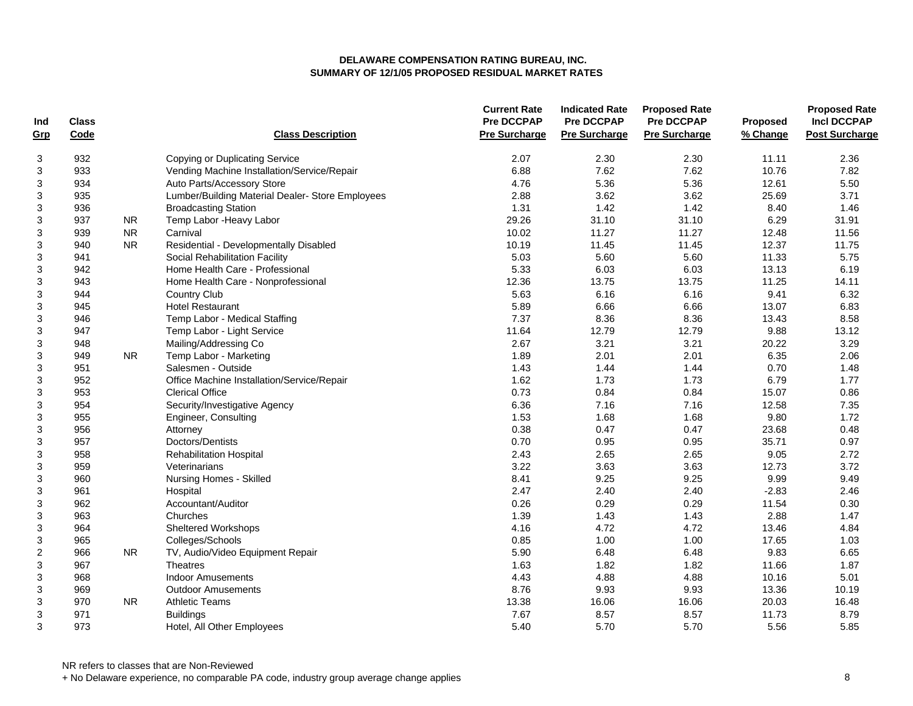**DELAWARE COMPENSATION RATING BUREAU, INC.**
**SUMMARY OF 12/1/05 PROPOSED RESIDUAL MARKET RATES**

| Ind Grp | Class Code | | Class Description | Current Rate Pre DCCPAP Pre Surcharge | Indicated Rate Pre DCCPAP Pre Surcharge | Proposed Rate Pre DCCPAP Pre Surcharge | Proposed % Change | Proposed Rate Incl DCCPAP Post Surcharge |
|---|---|---|---|---|---|---|---|---|
| 3 | 932 | | Copying or Duplicating Service | 2.07 | 2.30 | 2.30 | 11.11 | 2.36 |
| 3 | 933 | | Vending Machine Installation/Service/Repair | 6.88 | 7.62 | 7.62 | 10.76 | 7.82 |
| 3 | 934 | | Auto Parts/Accessory Store | 4.76 | 5.36 | 5.36 | 12.61 | 5.50 |
| 3 | 935 | | Lumber/Building Material Dealer- Store Employees | 2.88 | 3.62 | 3.62 | 25.69 | 3.71 |
| 3 | 936 | | Broadcasting Station | 1.31 | 1.42 | 1.42 | 8.40 | 1.46 |
| 3 | 937 | NR | Temp Labor -Heavy Labor | 29.26 | 31.10 | 31.10 | 6.29 | 31.91 |
| 3 | 939 | NR | Carnival | 10.02 | 11.27 | 11.27 | 12.48 | 11.56 |
| 3 | 940 | NR | Residential - Developmentally Disabled | 10.19 | 11.45 | 11.45 | 12.37 | 11.75 |
| 3 | 941 | | Social Rehabilitation Facility | 5.03 | 5.60 | 5.60 | 11.33 | 5.75 |
| 3 | 942 | | Home Health Care - Professional | 5.33 | 6.03 | 6.03 | 13.13 | 6.19 |
| 3 | 943 | | Home Health Care - Nonprofessional | 12.36 | 13.75 | 13.75 | 11.25 | 14.11 |
| 3 | 944 | | Country Club | 5.63 | 6.16 | 6.16 | 9.41 | 6.32 |
| 3 | 945 | | Hotel Restaurant | 5.89 | 6.66 | 6.66 | 13.07 | 6.83 |
| 3 | 946 | | Temp Labor - Medical Staffing | 7.37 | 8.36 | 8.36 | 13.43 | 8.58 |
| 3 | 947 | | Temp Labor - Light Service | 11.64 | 12.79 | 12.79 | 9.88 | 13.12 |
| 3 | 948 | | Mailing/Addressing Co | 2.67 | 3.21 | 3.21 | 20.22 | 3.29 |
| 3 | 949 | NR | Temp Labor - Marketing | 1.89 | 2.01 | 2.01 | 6.35 | 2.06 |
| 3 | 951 | | Salesmen - Outside | 1.43 | 1.44 | 1.44 | 0.70 | 1.48 |
| 3 | 952 | | Office Machine Installation/Service/Repair | 1.62 | 1.73 | 1.73 | 6.79 | 1.77 |
| 3 | 953 | | Clerical Office | 0.73 | 0.84 | 0.84 | 15.07 | 0.86 |
| 3 | 954 | | Security/Investigative Agency | 6.36 | 7.16 | 7.16 | 12.58 | 7.35 |
| 3 | 955 | | Engineer, Consulting | 1.53 | 1.68 | 1.68 | 9.80 | 1.72 |
| 3 | 956 | | Attorney | 0.38 | 0.47 | 0.47 | 23.68 | 0.48 |
| 3 | 957 | | Doctors/Dentists | 0.70 | 0.95 | 0.95 | 35.71 | 0.97 |
| 3 | 958 | | Rehabilitation Hospital | 2.43 | 2.65 | 2.65 | 9.05 | 2.72 |
| 3 | 959 | | Veterinarians | 3.22 | 3.63 | 3.63 | 12.73 | 3.72 |
| 3 | 960 | | Nursing Homes - Skilled | 8.41 | 9.25 | 9.25 | 9.99 | 9.49 |
| 3 | 961 | | Hospital | 2.47 | 2.40 | 2.40 | -2.83 | 2.46 |
| 3 | 962 | | Accountant/Auditor | 0.26 | 0.29 | 0.29 | 11.54 | 0.30 |
| 3 | 963 | | Churches | 1.39 | 1.43 | 1.43 | 2.88 | 1.47 |
| 3 | 964 | | Sheltered Workshops | 4.16 | 4.72 | 4.72 | 13.46 | 4.84 |
| 3 | 965 | | Colleges/Schools | 0.85 | 1.00 | 1.00 | 17.65 | 1.03 |
| 2 | 966 | NR | TV, Audio/Video Equipment Repair | 5.90 | 6.48 | 6.48 | 9.83 | 6.65 |
| 3 | 967 | | Theatres | 1.63 | 1.82 | 1.82 | 11.66 | 1.87 |
| 3 | 968 | | Indoor Amusements | 4.43 | 4.88 | 4.88 | 10.16 | 5.01 |
| 3 | 969 | | Outdoor Amusements | 8.76 | 9.93 | 9.93 | 13.36 | 10.19 |
| 3 | 970 | NR | Athletic Teams | 13.38 | 16.06 | 16.06 | 20.03 | 16.48 |
| 3 | 971 | | Buildings | 7.67 | 8.57 | 8.57 | 11.73 | 8.79 |
| 3 | 973 | | Hotel, All Other Employees | 5.40 | 5.70 | 5.70 | 5.56 | 5.85 |

NR refers to classes that are Non-Reviewed

+ No Delaware experience, no comparable PA code, industry group average change applies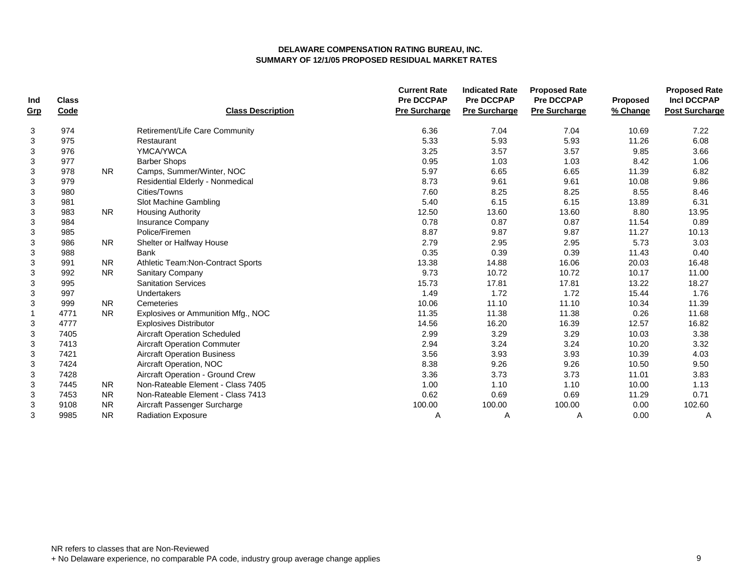**DELAWARE COMPENSATION RATING BUREAU, INC.**
**SUMMARY OF 12/1/05 PROPOSED RESIDUAL MARKET RATES**

| Ind Grp | Class Code | | Class Description | Current Rate Pre DCCPAP Pre Surcharge | Indicated Rate Pre DCCPAP Pre Surcharge | Proposed Rate Pre DCCPAP Pre Surcharge | Proposed % Change | Proposed Rate Incl DCCPAP Post Surcharge |
|---|---|---|---|---|---|---|---|---|
| 3 | 974 | | Retirement/Life Care Community | 6.36 | 7.04 | 7.04 | 10.69 | 7.22 |
| 3 | 975 | | Restaurant | 5.33 | 5.93 | 5.93 | 11.26 | 6.08 |
| 3 | 976 | | YMCA/YWCA | 3.25 | 3.57 | 3.57 | 9.85 | 3.66 |
| 3 | 977 | | Barber Shops | 0.95 | 1.03 | 1.03 | 8.42 | 1.06 |
| 3 | 978 | NR | Camps, Summer/Winter, NOC | 5.97 | 6.65 | 6.65 | 11.39 | 6.82 |
| 3 | 979 | | Residential Elderly - Nonmedical | 8.73 | 9.61 | 9.61 | 10.08 | 9.86 |
| 3 | 980 | | Cities/Towns | 7.60 | 8.25 | 8.25 | 8.55 | 8.46 |
| 3 | 981 | | Slot Machine Gambling | 5.40 | 6.15 | 6.15 | 13.89 | 6.31 |
| 3 | 983 | NR | Housing Authority | 12.50 | 13.60 | 13.60 | 8.80 | 13.95 |
| 3 | 984 | | Insurance Company | 0.78 | 0.87 | 0.87 | 11.54 | 0.89 |
| 3 | 985 | | Police/Firemen | 8.87 | 9.87 | 9.87 | 11.27 | 10.13 |
| 3 | 986 | NR | Shelter or Halfway House | 2.79 | 2.95 | 2.95 | 5.73 | 3.03 |
| 3 | 988 | | Bank | 0.35 | 0.39 | 0.39 | 11.43 | 0.40 |
| 3 | 991 | NR | Athletic Team:Non-Contract Sports | 13.38 | 14.88 | 16.06 | 20.03 | 16.48 |
| 3 | 992 | NR | Sanitary Company | 9.73 | 10.72 | 10.72 | 10.17 | 11.00 |
| 3 | 995 | | Sanitation Services | 15.73 | 17.81 | 17.81 | 13.22 | 18.27 |
| 3 | 997 | | Undertakers | 1.49 | 1.72 | 1.72 | 15.44 | 1.76 |
| 3 | 999 | NR | Cemeteries | 10.06 | 11.10 | 11.10 | 10.34 | 11.39 |
| 1 | 4771 | NR | Explosives or Ammunition Mfg., NOC | 11.35 | 11.38 | 11.38 | 0.26 | 11.68 |
| 3 | 4777 | | Explosives Distributor | 14.56 | 16.20 | 16.39 | 12.57 | 16.82 |
| 3 | 7405 | | Aircraft Operation Scheduled | 2.99 | 3.29 | 3.29 | 10.03 | 3.38 |
| 3 | 7413 | | Aircraft Operation Commuter | 2.94 | 3.24 | 3.24 | 10.20 | 3.32 |
| 3 | 7421 | | Aircraft Operation Business | 3.56 | 3.93 | 3.93 | 10.39 | 4.03 |
| 3 | 7424 | | Aircraft Operation, NOC | 8.38 | 9.26 | 9.26 | 10.50 | 9.50 |
| 3 | 7428 | | Aircraft Operation - Ground Crew | 3.36 | 3.73 | 3.73 | 11.01 | 3.83 |
| 3 | 7445 | NR | Non-Rateable Element - Class 7405 | 1.00 | 1.10 | 1.10 | 10.00 | 1.13 |
| 3 | 7453 | NR | Non-Rateable Element - Class 7413 | 0.62 | 0.69 | 0.69 | 11.29 | 0.71 |
| 3 | 9108 | NR | Aircraft Passenger Surcharge | 100.00 | 100.00 | 100.00 | 0.00 | 102.60 |
| 3 | 9985 | NR | Radiation Exposure | A | A | A | 0.00 | A |

NR refers to classes that are Non-Reviewed
+ No Delaware experience, no comparable PA code, industry group average change applies